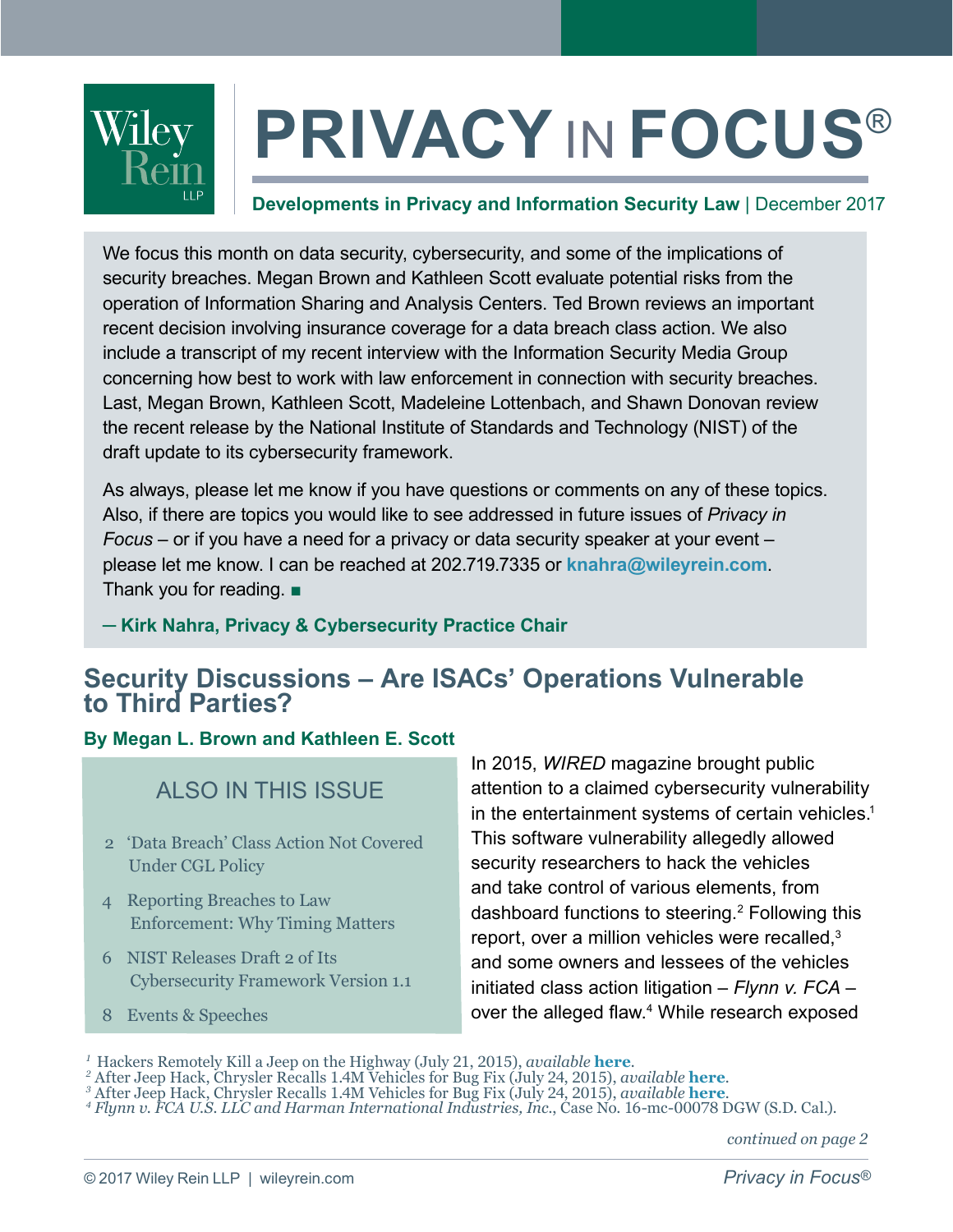# PRIVACY IN FOCUS®

**Developments in Privacy and Information Security Law** | December 2017

We focus this month on data security, cybersecurity, and some of the implications of security breaches. Megan Brown and Kathleen Scott evaluate potential risks from the operation of Information Sharing and Analysis Centers. Ted Brown reviews an important recent decision involving insurance coverage for a data breach class action. We also include a transcript of my recent interview with the Information Security Media Group concerning how best to work with law enforcement in connection with security breaches. Last, Megan Brown, Kathleen Scott, Madeleine Lottenbach, and Shawn Donovan review the recent release by the National Institute of Standards and Technology (NIST) of the draft update to its cybersecurity framework.

As always, please let me know if you have questions or comments on any of these topics. Also, if there are topics you would like to see addressed in future issues of *Privacy in Focus* – or if you have a need for a privacy or data security speaker at your event – please let me know. I can be reached at 202.719.7335 or **knahra@wileyrein.com**. Thank you for reading. ■

**— Kirk Nahra, Privacy & Cybersecurity Practice Chair**

## Security Discussions – Are ISACs' Operations Vulnerable to Third Parties?

**By Megan L. Brown and Kathleen E. Scott**

### ALSO IN THIS ISSUE

- 2 'Data Breach' Class Action Not Covered Under CGL Policy
- 4 Reporting Breaches to Law Enforcement: Why Timing Matters
- 6 NIST Releases Draft 2 of Its Cybersecurity Framework Version 1.1
- 8 Events & Speeches

In 2015, *WIRED* magazine brought public attention to a claimed cybersecurity vulnerability in the entertainment systems of certain vehicles.[1] This software vulnerability allegedly allowed security researchers to hack the vehicles and take control of various elements, from dashboard functions to steering.[2] Following this report, over a million vehicles were recalled,[3] and some owners and lessees of the vehicles initiated class action litigation – *Flynn v. FCA* – over the alleged flaw.[4] While research exposed

[1] Hackers Remotely Kill a Jeep on the Highway (July 21, 2015), *available* **here**.
[2] After Jeep Hack, Chrysler Recalls 1.4M Vehicles for Bug Fix (July 24, 2015), *available* **here**.
[3] After Jeep Hack, Chrysler Recalls 1.4M Vehicles for Bug Fix (July 24, 2015), *available* **here**.
[4] *Flynn v. FCA U.S. LLC and Harman International Industries, Inc.*, Case No. 16-mc-00078 DGW (S.D. Cal.).

*continued on page 2*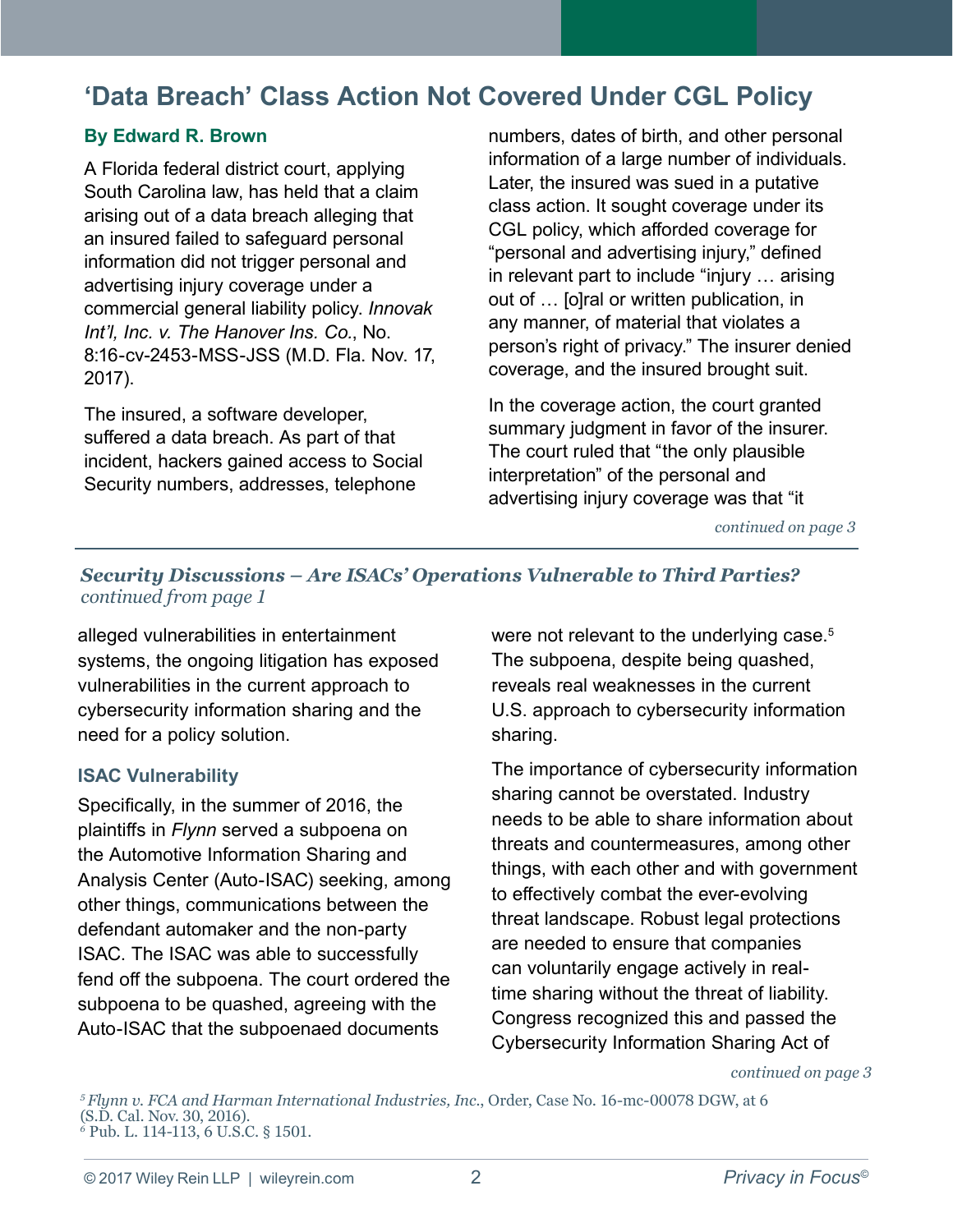## 'Data Breach' Class Action Not Covered Under CGL Policy

**By Edward R. Brown**

A Florida federal district court, applying South Carolina law, has held that a claim arising out of a data breach alleging that an insured failed to safeguard personal information did not trigger personal and advertising injury coverage under a commercial general liability policy. *Innovak Int'l, Inc. v. The Hanover Ins. Co.*, No. 8:16-cv-2453-MSS-JSS (M.D. Fla. Nov. 17, 2017).

The insured, a software developer, suffered a data breach. As part of that incident, hackers gained access to Social Security numbers, addresses, telephone numbers, dates of birth, and other personal information of a large number of individuals. Later, the insured was sued in a putative class action. It sought coverage under its CGL policy, which afforded coverage for "personal and advertising injury," defined in relevant part to include "injury … arising out of … [o]ral or written publication, in any manner, of material that violates a person's right of privacy." The insurer denied coverage, and the insured brought suit.

In the coverage action, the court granted summary judgment in favor of the insurer. The court ruled that "the only plausible interpretation" of the personal and advertising injury coverage was that "it

*continued on page 3*

---

### *Security Discussions – Are ISACs' Operations Vulnerable to Third Parties?*

*continued from page 1*

alleged vulnerabilities in entertainment systems, the ongoing litigation has exposed vulnerabilities in the current approach to cybersecurity information sharing and the need for a policy solution.

#### ISAC Vulnerability

Specifically, in the summer of 2016, the plaintiffs in *Flynn* served a subpoena on the Automotive Information Sharing and Analysis Center (Auto-ISAC) seeking, among other things, communications between the defendant automaker and the non-party ISAC. The ISAC was able to successfully fend off the subpoena. The court ordered the subpoena to be quashed, agreeing with the Auto-ISAC that the subpoenaed documents were not relevant to the underlying case.[5] The subpoena, despite being quashed, reveals real weaknesses in the current U.S. approach to cybersecurity information sharing.

The importance of cybersecurity information sharing cannot be overstated. Industry needs to be able to share information about threats and countermeasures, among other things, with each other and with government to effectively combat the ever-evolving threat landscape. Robust legal protections are needed to ensure that companies can voluntarily engage actively in real-time sharing without the threat of liability. Congress recognized this and passed the Cybersecurity Information Sharing Act of

*continued on page 3*

---

[5] *Flynn v. FCA and Harman International Industries, Inc.*, Order, Case No. 16-mc-00078 DGW, at 6 (S.D. Cal. Nov. 30, 2016).

[6] Pub. L. 114-113, 6 U.S.C. § 1501.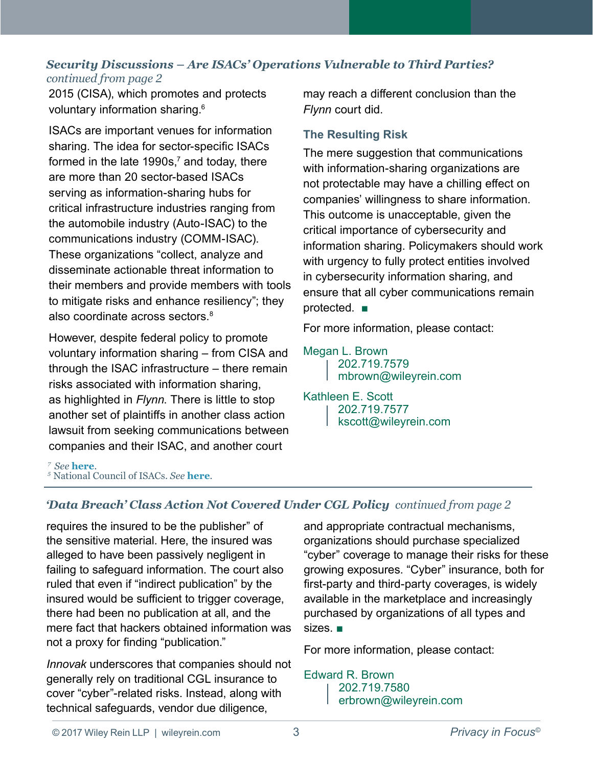### *Security Discussions – Are ISACs' Operations Vulnerable to Third Parties?*

*continued from page 2*

2015 (CISA), which promotes and protects voluntary information sharing.[6]

ISACs are important venues for information sharing. The idea for sector-specific ISACs formed in the late 1990s,[7] and today, there are more than 20 sector-based ISACs serving as information-sharing hubs for critical infrastructure industries ranging from the automobile industry (Auto-ISAC) to the communications industry (COMM-ISAC). These organizations "collect, analyze and disseminate actionable threat information to their members and provide members with tools to mitigate risks and enhance resiliency"; they also coordinate across sectors.[8]

However, despite federal policy to promote voluntary information sharing – from CISA and through the ISAC infrastructure – there remain risks associated with information sharing, as highlighted in *Flynn*. There is little to stop another set of plaintiffs in another class action lawsuit from seeking communications between companies and their ISAC, and another court may reach a different conclusion than the *Flynn* court did.

#### The Resulting Risk

The mere suggestion that communications with information-sharing organizations are not protectable may have a chilling effect on companies' willingness to share information. This outcome is unacceptable, given the critical importance of cybersecurity and information sharing. Policymakers should work with urgency to fully protect entities involved in cybersecurity information sharing, and ensure that all cyber communications remain protected. ■

For more information, please contact:

Megan L. Brown
202.719.7579
mbrown@wileyrein.com

Kathleen E. Scott
202.719.7577
kscott@wileyrein.com

[7] *See* **here**.
[5] National Council of ISACs. *See* **here**.

---

### *'Data Breach' Class Action Not Covered Under CGL Policy* *continued from page 2*

requires the insured to be the publisher" of the sensitive material. Here, the insured was alleged to have been passively negligent in failing to safeguard information. The court also ruled that even if "indirect publication" by the insured would be sufficient to trigger coverage, there had been no publication at all, and the mere fact that hackers obtained information was not a proxy for finding "publication."

*Innovak* underscores that companies should not generally rely on traditional CGL insurance to cover "cyber"-related risks. Instead, along with technical safeguards, vendor due diligence, and appropriate contractual mechanisms, organizations should purchase specialized "cyber" coverage to manage their risks for these growing exposures. "Cyber" insurance, both for first-party and third-party coverages, is widely available in the marketplace and increasingly purchased by organizations of all types and sizes. ■

For more information, please contact:

Edward R. Brown
202.719.7580
erbrown@wileyrein.com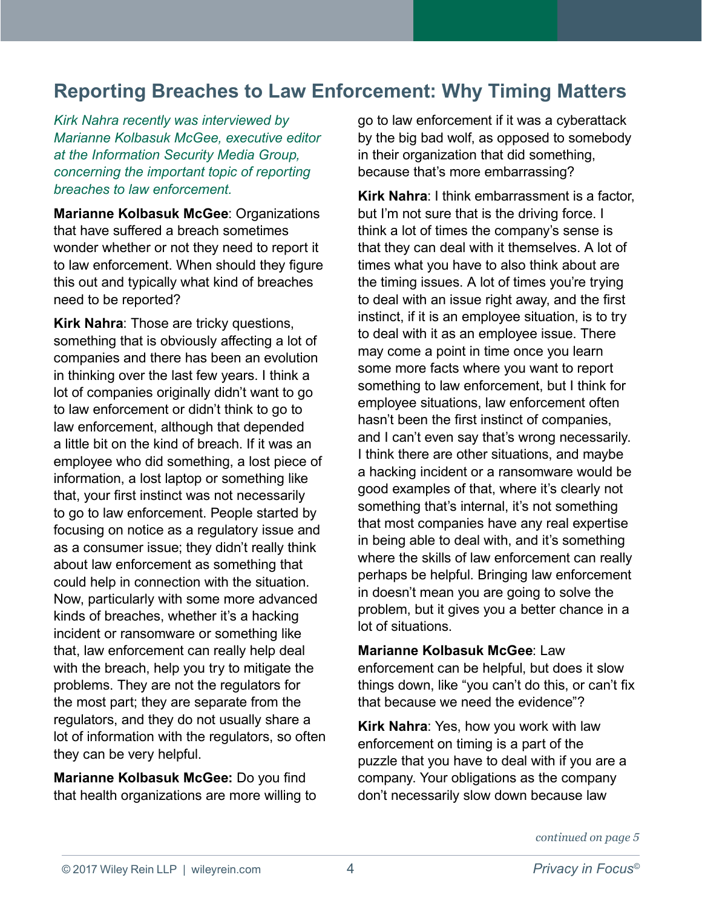## Reporting Breaches to Law Enforcement: Why Timing Matters

*Kirk Nahra recently was interviewed by Marianne Kolbasuk McGee, executive editor at the Information Security Media Group, concerning the important topic of reporting breaches to law enforcement.*

**Marianne Kolbasuk McGee**: Organizations that have suffered a breach sometimes wonder whether or not they need to report it to law enforcement. When should they figure this out and typically what kind of breaches need to be reported?

**Kirk Nahra**: Those are tricky questions, something that is obviously affecting a lot of companies and there has been an evolution in thinking over the last few years. I think a lot of companies originally didn't want to go to law enforcement or didn't think to go to law enforcement, although that depended a little bit on the kind of breach. If it was an employee who did something, a lost piece of information, a lost laptop or something like that, your first instinct was not necessarily to go to law enforcement. People started by focusing on notice as a regulatory issue and as a consumer issue; they didn't really think about law enforcement as something that could help in connection with the situation. Now, particularly with some more advanced kinds of breaches, whether it's a hacking incident or ransomware or something like that, law enforcement can really help deal with the breach, help you try to mitigate the problems. They are not the regulators for the most part; they are separate from the regulators, and they do not usually share a lot of information with the regulators, so often they can be very helpful.

**Marianne Kolbasuk McGee:** Do you find that health organizations are more willing to go to law enforcement if it was a cyberattack by the big bad wolf, as opposed to somebody in their organization that did something, because that's more embarrassing?

**Kirk Nahra**: I think embarrassment is a factor, but I'm not sure that is the driving force. I think a lot of times the company's sense is that they can deal with it themselves. A lot of times what you have to also think about are the timing issues. A lot of times you're trying to deal with an issue right away, and the first instinct, if it is an employee situation, is to try to deal with it as an employee issue. There may come a point in time once you learn some more facts where you want to report something to law enforcement, but I think for employee situations, law enforcement often hasn't been the first instinct of companies, and I can't even say that's wrong necessarily. I think there are other situations, and maybe a hacking incident or a ransomware would be good examples of that, where it's clearly not something that's internal, it's not something that most companies have any real expertise in being able to deal with, and it's something where the skills of law enforcement can really perhaps be helpful. Bringing law enforcement in doesn't mean you are going to solve the problem, but it gives you a better chance in a lot of situations.

**Marianne Kolbasuk McGee**: Law enforcement can be helpful, but does it slow things down, like "you can't do this, or can't fix that because we need the evidence"?

**Kirk Nahra**: Yes, how you work with law enforcement on timing is a part of the puzzle that you have to deal with if you are a company. Your obligations as the company don't necessarily slow down because law

*continued on page 5*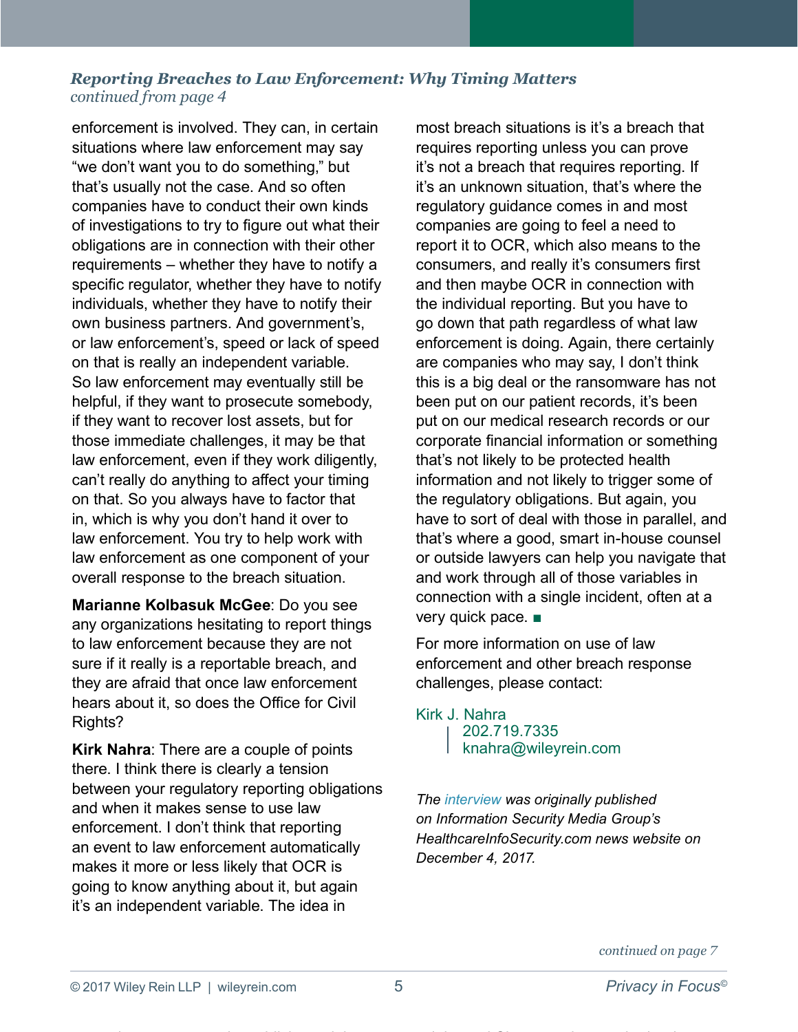*Reporting Breaches to Law Enforcement: Why Timing Matters*
*continued from page 4*

enforcement is involved. They can, in certain situations where law enforcement may say "we don't want you to do something," but that's usually not the case. And so often companies have to conduct their own kinds of investigations to try to figure out what their obligations are in connection with their other requirements – whether they have to notify a specific regulator, whether they have to notify individuals, whether they have to notify their own business partners. And government's, or law enforcement's, speed or lack of speed on that is really an independent variable. So law enforcement may eventually still be helpful, if they want to prosecute somebody, if they want to recover lost assets, but for those immediate challenges, it may be that law enforcement, even if they work diligently, can't really do anything to affect your timing on that. So you always have to factor that in, which is why you don't hand it over to law enforcement. You try to help work with law enforcement as one component of your overall response to the breach situation.

**Marianne Kolbasuk McGee**: Do you see any organizations hesitating to report things to law enforcement because they are not sure if it really is a reportable breach, and they are afraid that once law enforcement hears about it, so does the Office for Civil Rights?

**Kirk Nahra**: There are a couple of points there. I think there is clearly a tension between your regulatory reporting obligations and when it makes sense to use law enforcement. I don't think that reporting an event to law enforcement automatically makes it more or less likely that OCR is going to know anything about it, but again it's an independent variable. The idea in most breach situations is it's a breach that requires reporting unless you can prove it's not a breach that requires reporting. If it's an unknown situation, that's where the regulatory guidance comes in and most companies are going to feel a need to report it to OCR, which also means to the consumers, and really it's consumers first and then maybe OCR in connection with the individual reporting. But you have to go down that path regardless of what law enforcement is doing. Again, there certainly are companies who may say, I don't think this is a big deal or the ransomware has not been put on our patient records, it's been put on our medical research records or our corporate financial information or something that's not likely to be protected health information and not likely to trigger some of the regulatory obligations. But again, you have to sort of deal with those in parallel, and that's where a good, smart in-house counsel or outside lawyers can help you navigate that and work through all of those variables in connection with a single incident, often at a very quick pace. ■

For more information on use of law enforcement and other breach response challenges, please contact:

Kirk J. Nahra
202.719.7335
knahra@wileyrein.com

*The interview was originally published on Information Security Media Group's HealthcareInfoSecurity.com news website on December 4, 2017.*

*continued on page 7*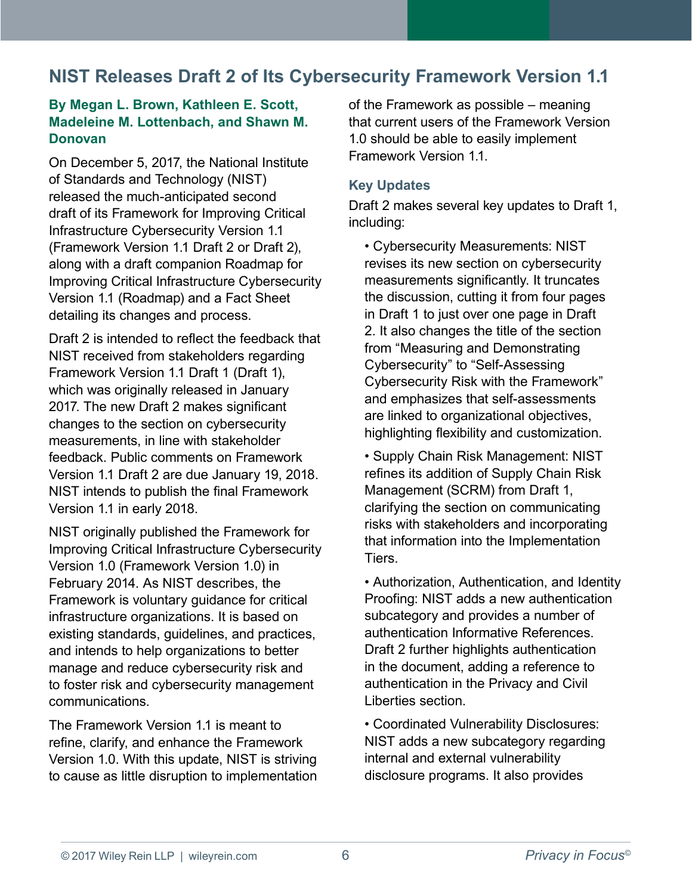## NIST Releases Draft 2 of Its Cybersecurity Framework Version 1.1

**By Megan L. Brown, Kathleen E. Scott, Madeleine M. Lottenbach, and Shawn M. Donovan**

On December 5, 2017, the National Institute of Standards and Technology (NIST) released the much-anticipated second draft of its Framework for Improving Critical Infrastructure Cybersecurity Version 1.1 (Framework Version 1.1 Draft 2 or Draft 2), along with a draft companion Roadmap for Improving Critical Infrastructure Cybersecurity Version 1.1 (Roadmap) and a Fact Sheet detailing its changes and process.

Draft 2 is intended to reflect the feedback that NIST received from stakeholders regarding Framework Version 1.1 Draft 1 (Draft 1), which was originally released in January 2017. The new Draft 2 makes significant changes to the section on cybersecurity measurements, in line with stakeholder feedback. Public comments on Framework Version 1.1 Draft 2 are due January 19, 2018. NIST intends to publish the final Framework Version 1.1 in early 2018.

NIST originally published the Framework for Improving Critical Infrastructure Cybersecurity Version 1.0 (Framework Version 1.0) in February 2014. As NIST describes, the Framework is voluntary guidance for critical infrastructure organizations. It is based on existing standards, guidelines, and practices, and intends to help organizations to better manage and reduce cybersecurity risk and to foster risk and cybersecurity management communications.

The Framework Version 1.1 is meant to refine, clarify, and enhance the Framework Version 1.0. With this update, NIST is striving to cause as little disruption to implementation of the Framework as possible – meaning that current users of the Framework Version 1.0 should be able to easily implement Framework Version 1.1.

### Key Updates

Draft 2 makes several key updates to Draft 1, including:

- Cybersecurity Measurements: NIST revises its new section on cybersecurity measurements significantly. It truncates the discussion, cutting it from four pages in Draft 1 to just over one page in Draft 2. It also changes the title of the section from "Measuring and Demonstrating Cybersecurity" to "Self-Assessing Cybersecurity Risk with the Framework" and emphasizes that self-assessments are linked to organizational objectives, highlighting flexibility and customization.
- Supply Chain Risk Management: NIST refines its addition of Supply Chain Risk Management (SCRM) from Draft 1, clarifying the section on communicating risks with stakeholders and incorporating that information into the Implementation Tiers.
- Authorization, Authentication, and Identity Proofing: NIST adds a new authentication subcategory and provides a number of authentication Informative References. Draft 2 further highlights authentication in the document, adding a reference to authentication in the Privacy and Civil Liberties section.
- Coordinated Vulnerability Disclosures: NIST adds a new subcategory regarding internal and external vulnerability disclosure programs. It also provides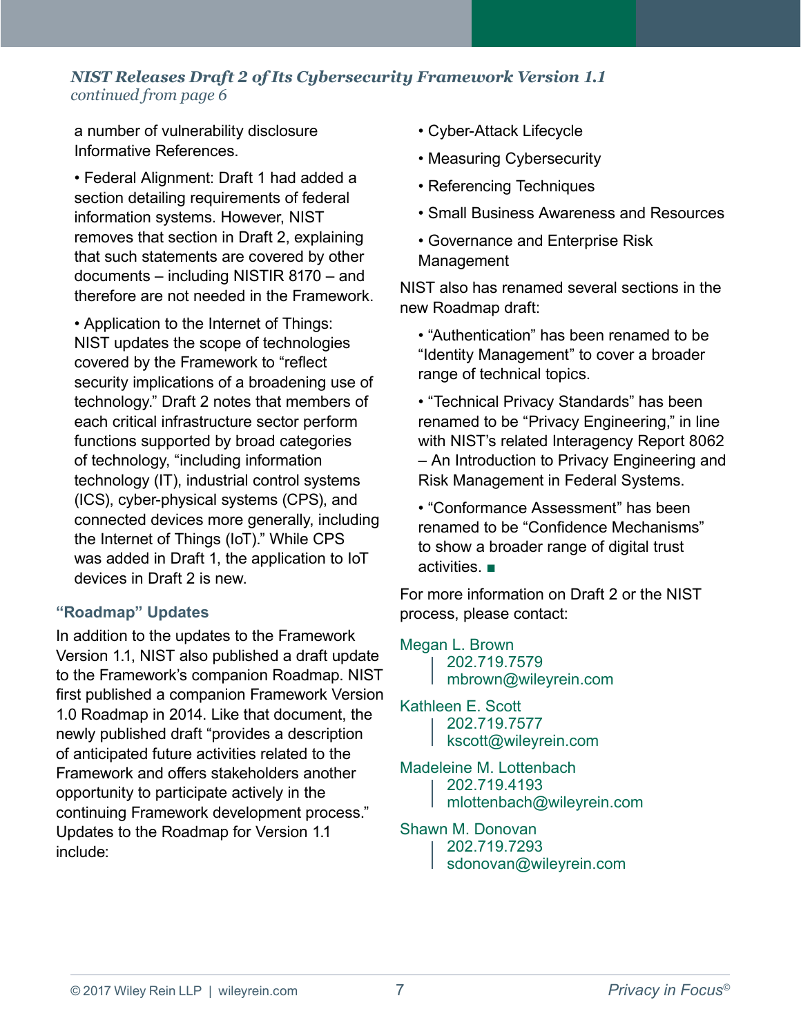*NIST Releases Draft 2 of Its Cybersecurity Framework Version 1.1*
*continued from page 6*

a number of vulnerability disclosure Informative References.

- Federal Alignment: Draft 1 had added a section detailing requirements of federal information systems. However, NIST removes that section in Draft 2, explaining that such statements are covered by other documents – including NISTIR 8170 – and therefore are not needed in the Framework.

- Application to the Internet of Things: NIST updates the scope of technologies covered by the Framework to "reflect security implications of a broadening use of technology." Draft 2 notes that members of each critical infrastructure sector perform functions supported by broad categories of technology, "including information technology (IT), industrial control systems (ICS), cyber-physical systems (CPS), and connected devices more generally, including the Internet of Things (IoT)." While CPS was added in Draft 1, the application to IoT devices in Draft 2 is new.

### "Roadmap" Updates

In addition to the updates to the Framework Version 1.1, NIST also published a draft update to the Framework's companion Roadmap. NIST first published a companion Framework Version 1.0 Roadmap in 2014. Like that document, the newly published draft "provides a description of anticipated future activities related to the Framework and offers stakeholders another opportunity to participate actively in the continuing Framework development process." Updates to the Roadmap for Version 1.1 include:

- Cyber-Attack Lifecycle
- Measuring Cybersecurity
- Referencing Techniques
- Small Business Awareness and Resources
- Governance and Enterprise Risk Management

NIST also has renamed several sections in the new Roadmap draft:

- "Authentication" has been renamed to be "Identity Management" to cover a broader range of technical topics.

- "Technical Privacy Standards" has been renamed to be "Privacy Engineering," in line with NIST's related Interagency Report 8062 – An Introduction to Privacy Engineering and Risk Management in Federal Systems.

- "Conformance Assessment" has been renamed to be "Confidence Mechanisms" to show a broader range of digital trust activities. ■

For more information on Draft 2 or the NIST process, please contact:

Megan L. Brown
202.719.7579
mbrown@wileyrein.com

Kathleen E. Scott
202.719.7577
kscott@wileyrein.com

Madeleine M. Lottenbach
202.719.4193
mlottenbach@wileyrein.com

Shawn M. Donovan
202.719.7293
sdonovan@wileyrein.com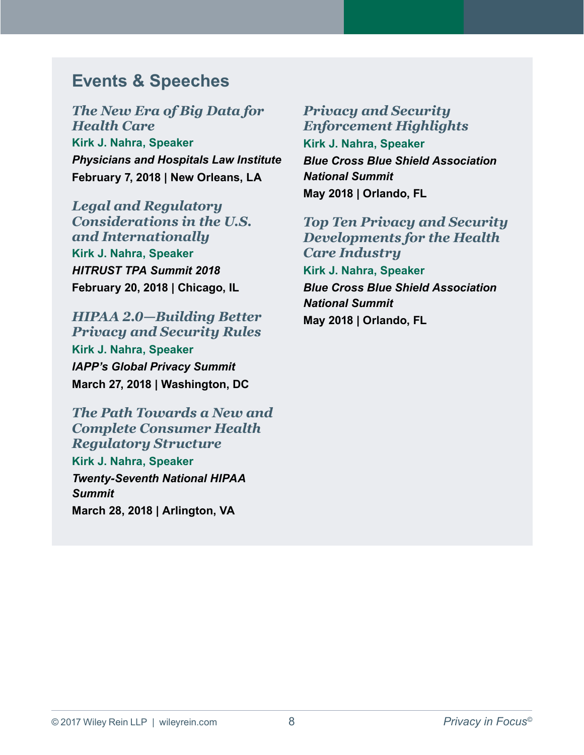## Events & Speeches

### *The New Era of Big Data for Health Care*

**Kirk J. Nahra, Speaker**

***Physicians and Hospitals Law Institute***

**February 7, 2018 | New Orleans, LA**

### *Legal and Regulatory Considerations in the U.S. and Internationally*

**Kirk J. Nahra, Speaker**

***HITRUST TPA Summit 2018***

**February 20, 2018 | Chicago, IL**

### *HIPAA 2.0—Building Better Privacy and Security Rules*

**Kirk J. Nahra, Speaker**

***IAPP's Global Privacy Summit***

**March 27, 2018 | Washington, DC**

### *The Path Towards a New and Complete Consumer Health Regulatory Structure*

**Kirk J. Nahra, Speaker**

***Twenty-Seventh National HIPAA Summit***

**March 28, 2018 | Arlington, VA**

### *Privacy and Security Enforcement Highlights*

**Kirk J. Nahra, Speaker**

***Blue Cross Blue Shield Association National Summit***

**May 2018 | Orlando, FL**

### *Top Ten Privacy and Security Developments for the Health Care Industry*

**Kirk J. Nahra, Speaker**

***Blue Cross Blue Shield Association National Summit***

**May 2018 | Orlando, FL**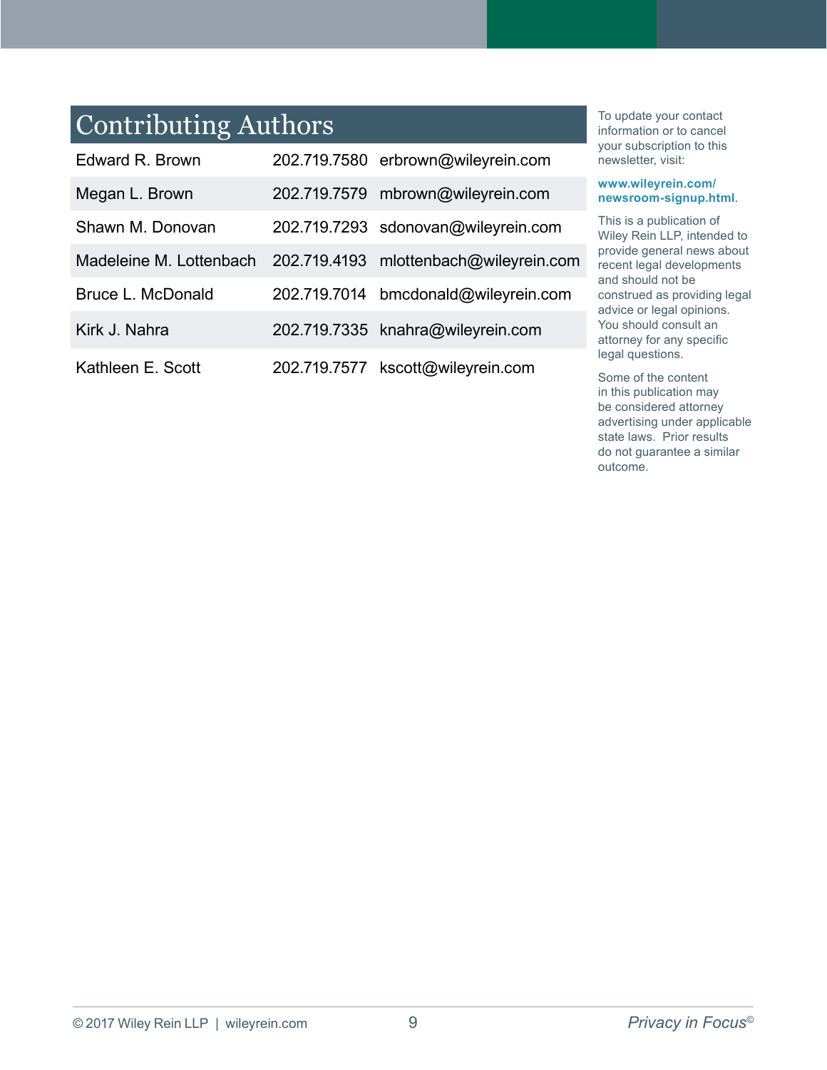## Contributing Authors

| | | |
|---|---|---|
| Edward R. Brown | 202.719.7580 | erbrown@wileyrein.com |
| Megan L. Brown | 202.719.7579 | mbrown@wileyrein.com |
| Shawn M. Donovan | 202.719.7293 | sdonovan@wileyrein.com |
| Madeleine M. Lottenbach | 202.719.4193 | mlottenbach@wileyrein.com |
| Bruce L. McDonald | 202.719.7014 | bmcdonald@wileyrein.com |
| Kirk J. Nahra | 202.719.7335 | knahra@wileyrein.com |
| Kathleen E. Scott | 202.719.7577 | kscott@wileyrein.com |

To update your contact information or to cancel your subscription to this newsletter, visit:

**www.wileyrein.com/newsroom-signup.html**.

This is a publication of Wiley Rein LLP, intended to provide general news about recent legal developments and should not be construed as providing legal advice or legal opinions. You should consult an attorney for any specific legal questions.

Some of the content in this publication may be considered attorney advertising under applicable state laws. Prior results do not guarantee a similar outcome.